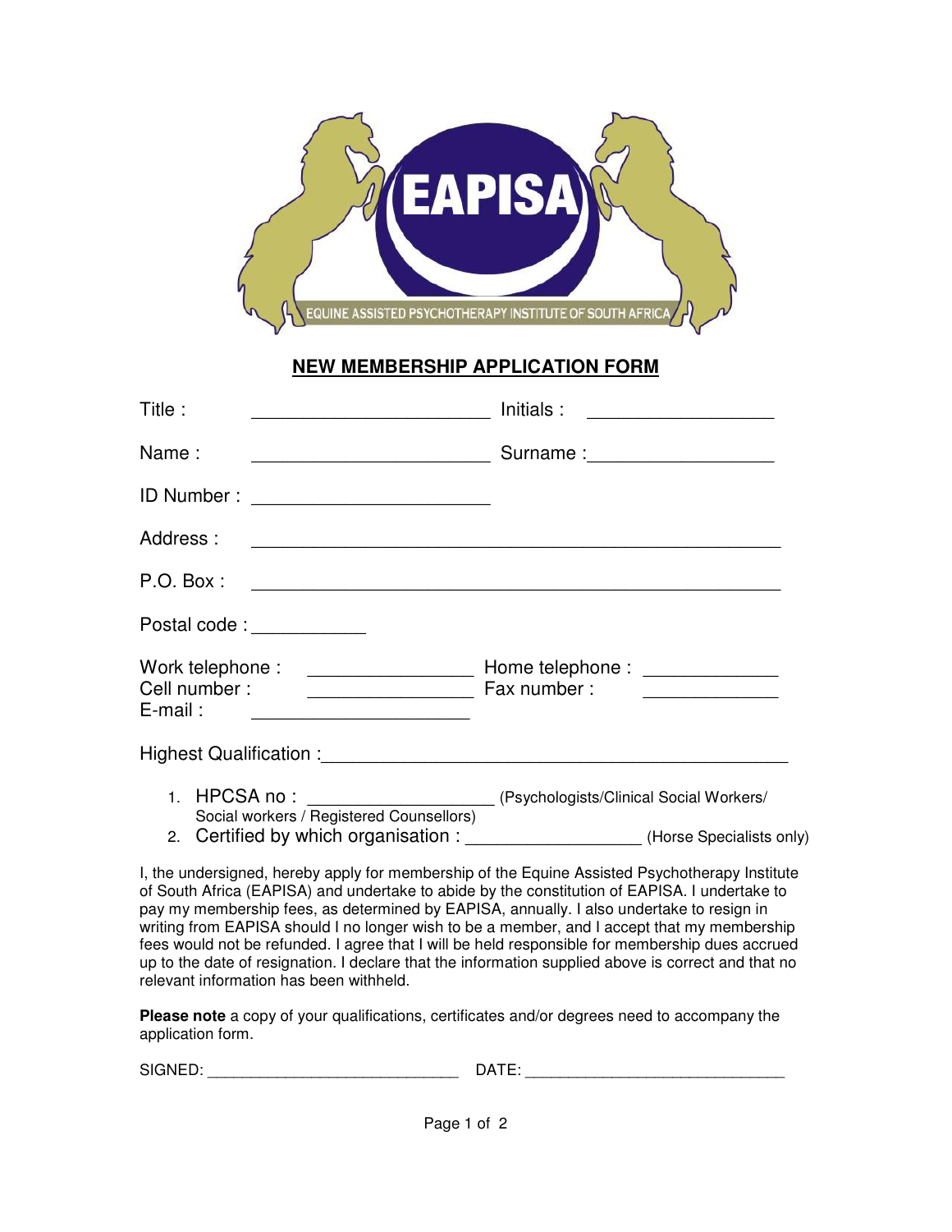EAPISA

EQUINE ASSISTED PSYCHOTHERAPY INSTITUTE OF SOUTH AFRICA

## NEW MEMBERSHIP APPLICATION FORM

Title : ______________________ Initials : _________________

Name : ______________________ Surname :_________________

ID Number : ______________________

Address : _________________________________________________

P.O. Box : _________________________________________________

Postal code : ___________

Work telephone : _______________ Home telephone : _____________
Cell number : _______________ Fax number : _____________
E-mail : ____________________

Highest Qualification :___________________________________________

1. HPCSA no : __________________ (Psychologists/Clinical Social Workers/ Social workers / Registered Counsellors)
2. Certified by which organisation : _________________ (Horse Specialists only)

I, the undersigned, hereby apply for membership of the Equine Assisted Psychotherapy Institute of South Africa (EAPISA) and undertake to abide by the constitution of EAPISA. I undertake to pay my membership fees, as determined by EAPISA, annually. I also undertake to resign in writing from EAPISA should I no longer wish to be a member, and I accept that my membership fees would not be refunded. I agree that I will be held responsible for membership dues accrued up to the date of resignation. I declare that the information supplied above is correct and that no relevant information has been withheld.

**Please note** a copy of your qualifications, certificates and/or degrees need to accompany the application form.

SIGNED: ____________________________ DATE: _____________________________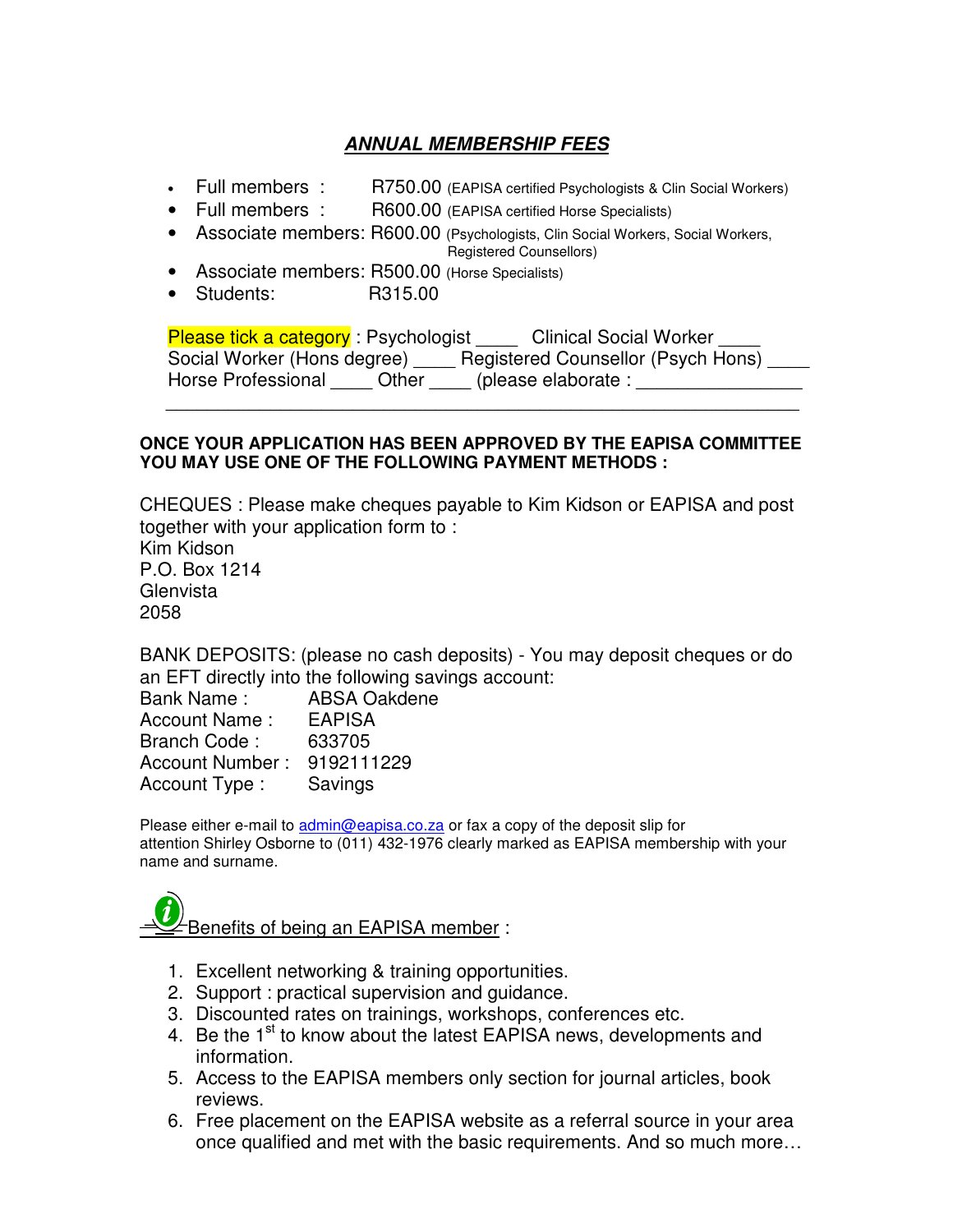## ***ANNUAL MEMBERSHIP FEES***

- Full members : R750.00 (EAPISA certified Psychologists & Clin Social Workers)
- Full members : R600.00 (EAPISA certified Horse Specialists)
- Associate members: R600.00 (Psychologists, Clin Social Workers, Social Workers, Registered Counsellors)
- Associate members: R500.00 (Horse Specialists)
- Students: R315.00

Please tick a category : Psychologist ____ Clinical Social Worker ____
Social Worker (Hons degree) ____ Registered Counsellor (Psych Hons) ____
Horse Professional ____ Other ____ (please elaborate : ________________
____________________________________________________________

**ONCE YOUR APPLICATION HAS BEEN APPROVED BY THE EAPISA COMMITTEE YOU MAY USE ONE OF THE FOLLOWING PAYMENT METHODS :**

CHEQUES : Please make cheques payable to Kim Kidson or EAPISA and post together with your application form to :
Kim Kidson
P.O. Box 1214
Glenvista
2058

BANK DEPOSITS: (please no cash deposits) - You may deposit cheques or do an EFT directly into the following savings account:

| | |
|---|---|
| Bank Name : | ABSA Oakdene |
| Account Name : | EAPISA |
| Branch Code : | 633705 |
| Account Number : | 9192111229 |
| Account Type : | Savings |

Please either e-mail to admin@eapisa.co.za or fax a copy of the deposit slip for attention Shirley Osborne to (011) 432-1976 clearly marked as EAPISA membership with your name and surname.

Benefits of being an EAPISA member :

1. Excellent networking & training opportunities.
2. Support : practical supervision and guidance.
3. Discounted rates on trainings, workshops, conferences etc.
4. Be the 1st to know about the latest EAPISA news, developments and information.
5. Access to the EAPISA members only section for journal articles, book reviews.
6. Free placement on the EAPISA website as a referral source in your area once qualified and met with the basic requirements. And so much more…